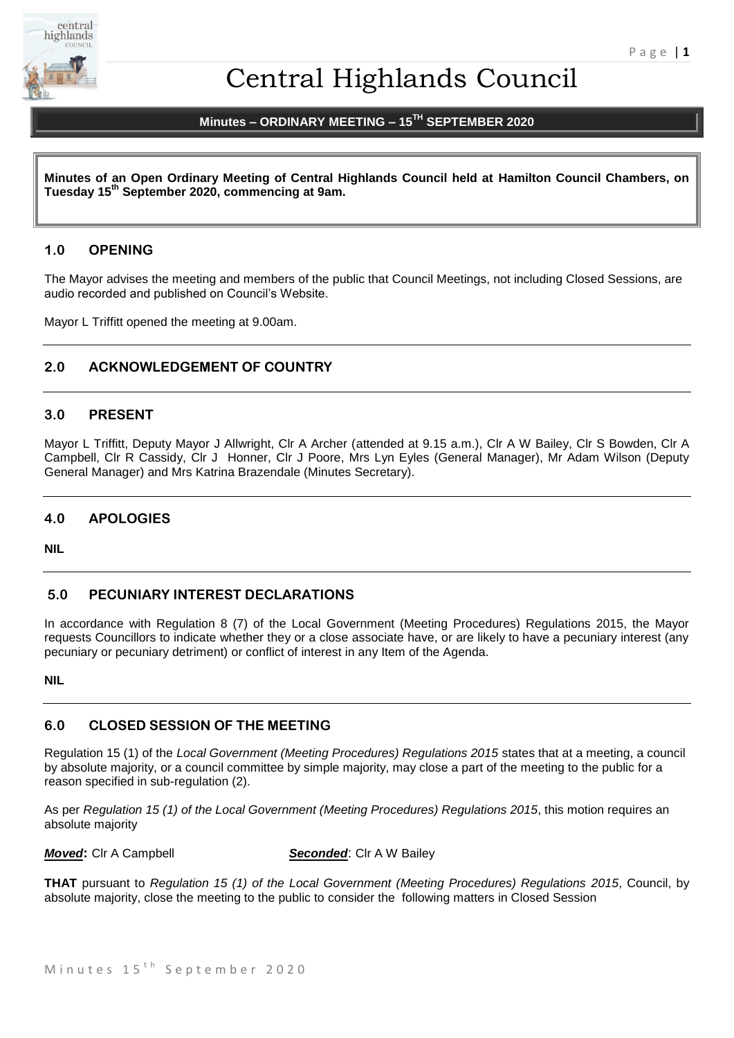# Central Highlands Council

## Minutes – ORDINARY MEETING – 15TH SEPTEMBER 2020

**Minutes of an Open Ordinary Meeting of Central Highlands Council held at Hamilton Council Chambers, on Tuesday 15th September 2020, commencing at 9am.**

## 1.0 OPENING

The Mayor advises the meeting and members of the public that Council Meetings, not including Closed Sessions, are audio recorded and published on Council's Website.

Mayor L Triffitt opened the meeting at 9.00am.

## 2.0 ACKNOWLEDGEMENT OF COUNTRY

## 3.0 PRESENT

Mayor L Triffitt, Deputy Mayor J Allwright, Clr A Archer (attended at 9.15 a.m.), Clr A W Bailey, Clr S Bowden, Clr A Campbell, Clr R Cassidy, Clr J Honner, Clr J Poore, Mrs Lyn Eyles (General Manager), Mr Adam Wilson (Deputy General Manager) and Mrs Katrina Brazendale (Minutes Secretary).

## 4.0 APOLOGIES

**NIL**

## 5.0 PECUNIARY INTEREST DECLARATIONS

In accordance with Regulation 8 (7) of the Local Government (Meeting Procedures) Regulations 2015, the Mayor requests Councillors to indicate whether they or a close associate have, or are likely to have a pecuniary interest (any pecuniary or pecuniary detriment) or conflict of interest in any Item of the Agenda.

**NIL**

## 6.0 CLOSED SESSION OF THE MEETING

Regulation 15 (1) of the *Local Government (Meeting Procedures) Regulations 2015* states that at a meeting, a council by absolute majority, or a council committee by simple majority, may close a part of the meeting to the public for a reason specified in sub-regulation (2).

As per *Regulation 15 (1) of the Local Government (Meeting Procedures) Regulations 2015*, this motion requires an absolute majority

***Moved*:** Clr A Campbell ***Seconded***: Clr A W Bailey

**THAT** pursuant to *Regulation 15 (1) of the Local Government (Meeting Procedures) Regulations 2015*, Council, by absolute majority, close the meeting to the public to consider the following matters in Closed Session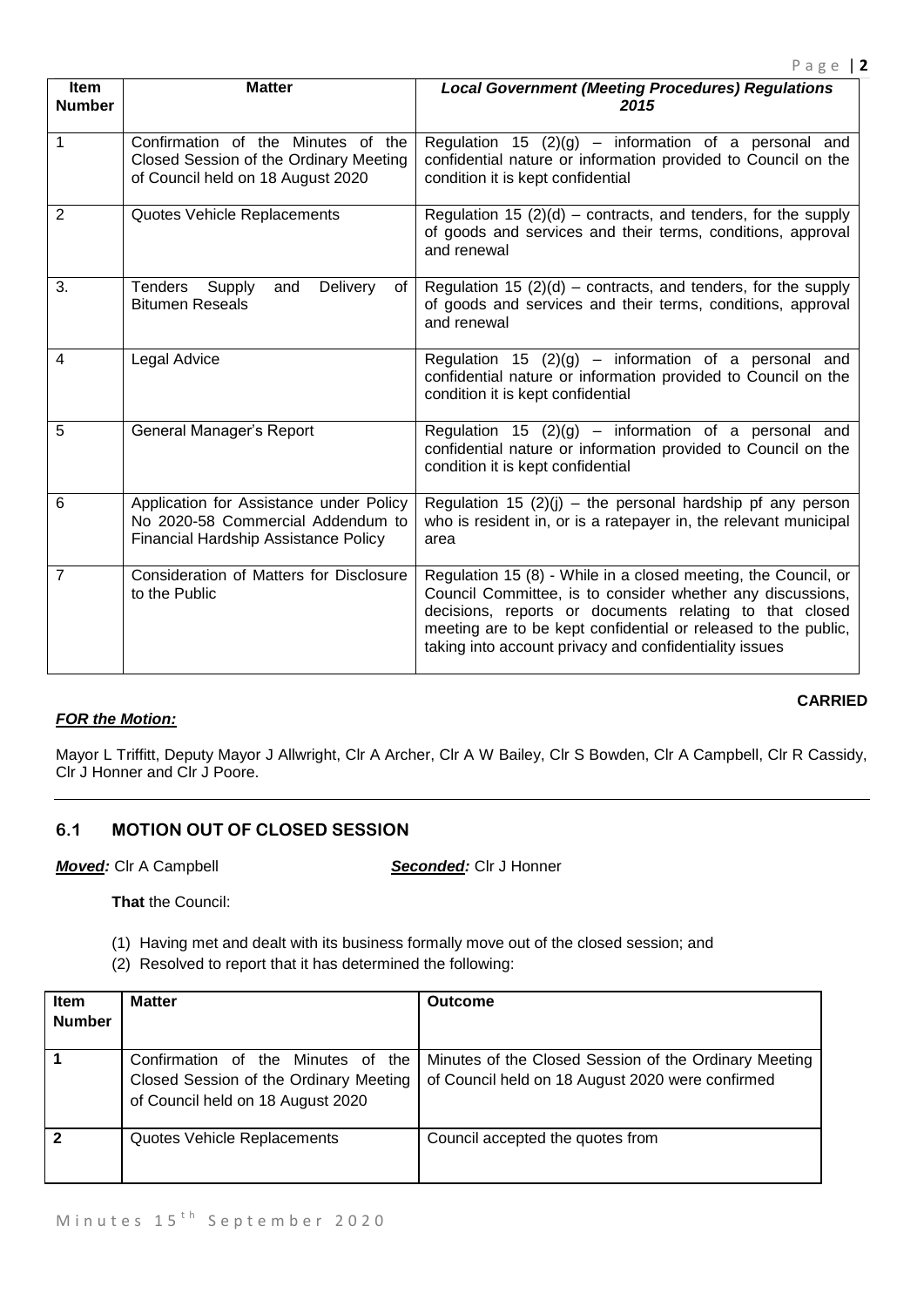| Item Number | Matter | *Local Government (Meeting Procedures) Regulations 2015* |
|---|---|---|
| 1 | Confirmation of the Minutes of the Closed Session of the Ordinary Meeting of Council held on 18 August 2020 | Regulation 15 (2)(g) – information of a personal and confidential nature or information provided to Council on the condition it is kept confidential |
| 2 | Quotes Vehicle Replacements | Regulation 15 (2)(d) – contracts, and tenders, for the supply of goods and services and their terms, conditions, approval and renewal |
| 3. | Tenders Supply and Delivery of Bitumen Reseals | Regulation 15 (2)(d) – contracts, and tenders, for the supply of goods and services and their terms, conditions, approval and renewal |
| 4 | Legal Advice | Regulation 15 (2)(g) – information of a personal and confidential nature or information provided to Council on the condition it is kept confidential |
| 5 | General Manager's Report | Regulation 15 (2)(g) – information of a personal and confidential nature or information provided to Council on the condition it is kept confidential |
| 6 | Application for Assistance under Policy No 2020-58 Commercial Addendum to Financial Hardship Assistance Policy | Regulation 15 (2)(j) – the personal hardship pf any person who is resident in, or is a ratepayer in, the relevant municipal area |
| 7 | Consideration of Matters for Disclosure to the Public | Regulation 15 (8) - While in a closed meeting, the Council, or Council Committee, is to consider whether any discussions, decisions, reports or documents relating to that closed meeting are to be kept confidential or released to the public, taking into account privacy and confidentiality issues |

**CARRIED**

***FOR the Motion:***

Mayor L Triffitt, Deputy Mayor J Allwright, Clr A Archer, Clr A W Bailey, Clr S Bowden, Clr A Campbell, Clr R Cassidy, Clr J Honner and Clr J Poore.

## 6.1 MOTION OUT OF CLOSED SESSION

***Moved:*** Clr A Campbell ***Seconded:*** Clr J Honner

**That** the Council:

(1) Having met and dealt with its business formally move out of the closed session; and
(2) Resolved to report that it has determined the following:

| Item Number | Matter | Outcome |
|---|---|---|
| **1** | Confirmation of the Minutes of the Closed Session of the Ordinary Meeting of Council held on 18 August 2020 | Minutes of the Closed Session of the Ordinary Meeting of Council held on 18 August 2020 were confirmed |
| **2** | Quotes Vehicle Replacements | Council accepted the quotes from |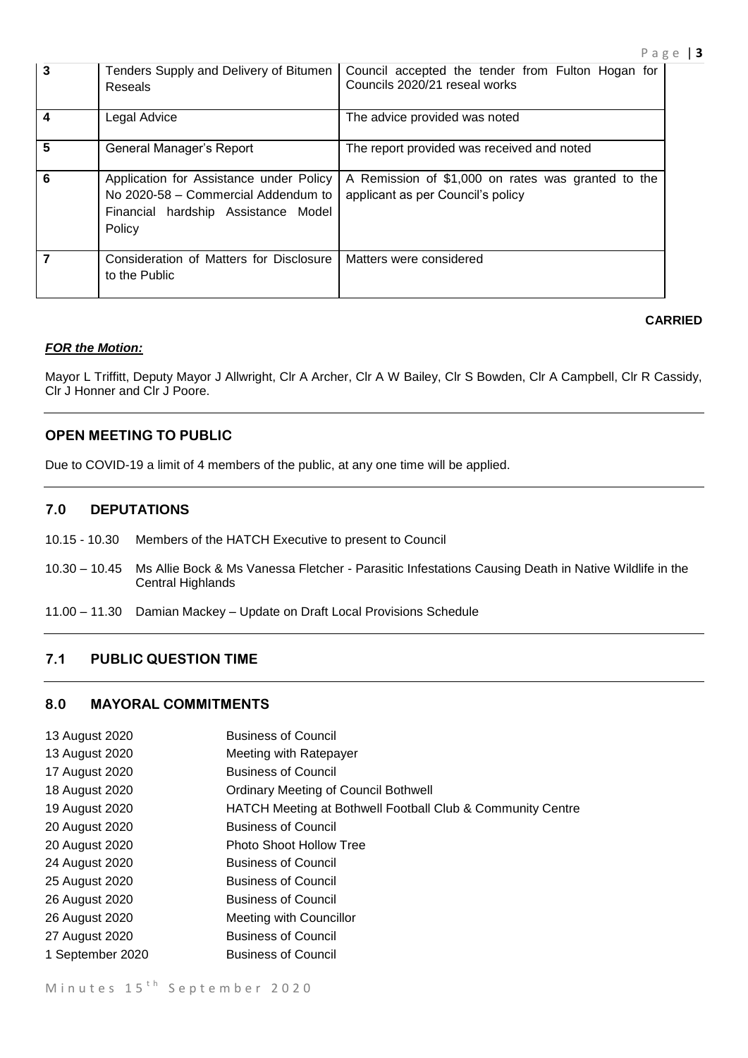| 3 | Tenders Supply and Delivery of Bitumen Reseals | Council accepted the tender from Fulton Hogan for Councils 2020/21 reseal works |
|---|---|---|
| 4 | Legal Advice | The advice provided was noted |
| 5 | General Manager's Report | The report provided was received and noted |
| 6 | Application for Assistance under Policy No 2020-58 – Commercial Addendum to Financial hardship Assistance Model Policy | A Remission of $1,000 on rates was granted to the applicant as per Council's policy |
| 7 | Consideration of Matters for Disclosure to the Public | Matters were considered |

**CARRIED**

***FOR the Motion:***

Mayor L Triffitt, Deputy Mayor J Allwright, Clr A Archer, Clr A W Bailey, Clr S Bowden, Clr A Campbell, Clr R Cassidy, Clr J Honner and Clr J Poore.

## OPEN MEETING TO PUBLIC

Due to COVID-19 a limit of 4 members of the public, at any one time will be applied.

## 7.0 DEPUTATIONS

10.15 - 10.30 Members of the HATCH Executive to present to Council

10.30 – 10.45 Ms Allie Bock & Ms Vanessa Fletcher - Parasitic Infestations Causing Death in Native Wildlife in the Central Highlands

11.00 – 11.30 Damian Mackey – Update on Draft Local Provisions Schedule

## 7.1 PUBLIC QUESTION TIME

## 8.0 MAYORAL COMMITMENTS

| | |
|---|---|
| 13 August 2020 | Business of Council |
| 13 August 2020 | Meeting with Ratepayer |
| 17 August 2020 | Business of Council |
| 18 August 2020 | Ordinary Meeting of Council Bothwell |
| 19 August 2020 | HATCH Meeting at Bothwell Football Club & Community Centre |
| 20 August 2020 | Business of Council |
| 20 August 2020 | Photo Shoot Hollow Tree |
| 24 August 2020 | Business of Council |
| 25 August 2020 | Business of Council |
| 26 August 2020 | Business of Council |
| 26 August 2020 | Meeting with Councillor |
| 27 August 2020 | Business of Council |
| 1 September 2020 | Business of Council |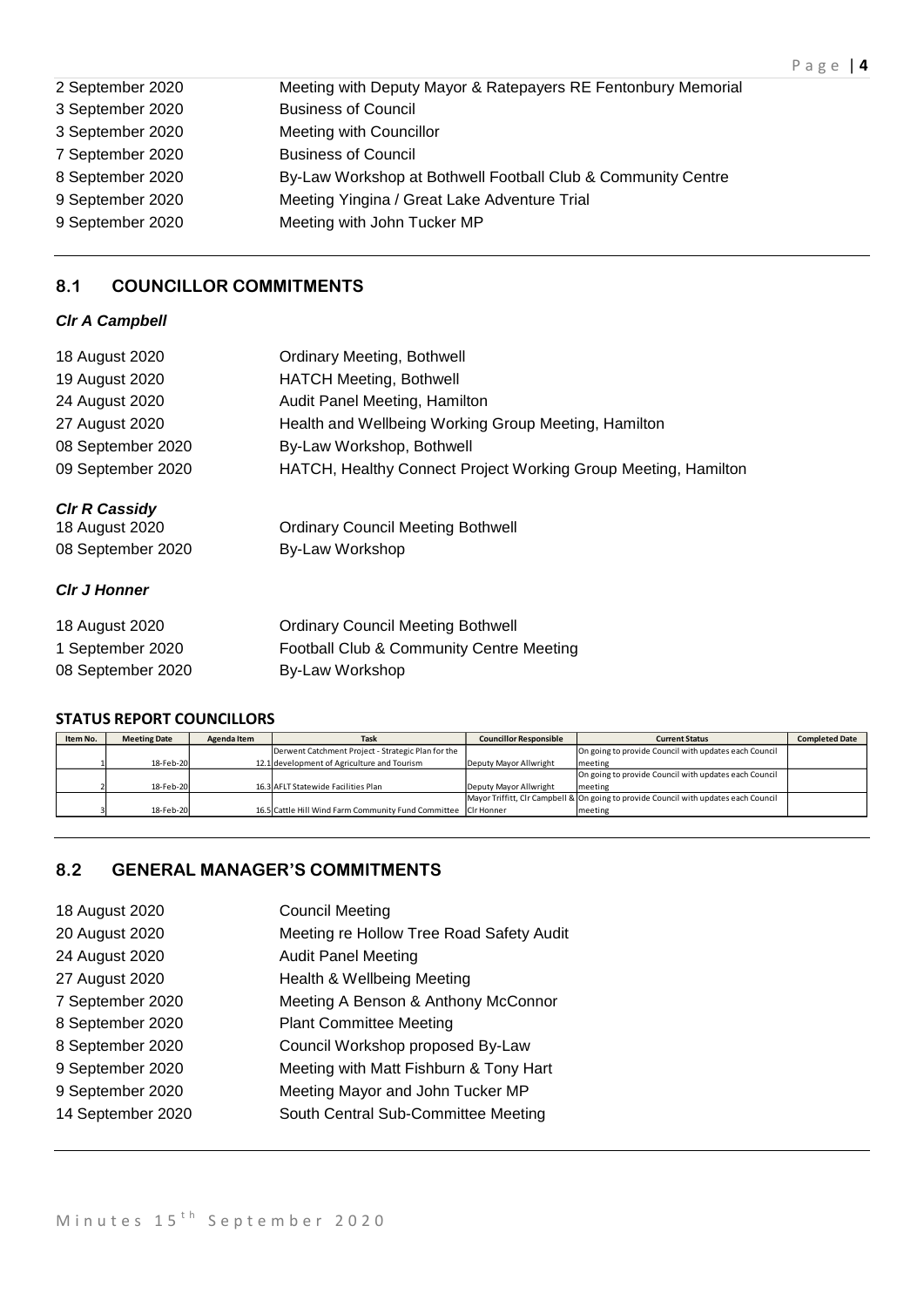| | |
|---|---|
| 2 September 2020 | Meeting with Deputy Mayor & Ratepayers RE Fentonbury Memorial |
| 3 September 2020 | Business of Council |
| 3 September 2020 | Meeting with Councillor |
| 7 September 2020 | Business of Council |
| 8 September 2020 | By-Law Workshop at Bothwell Football Club & Community Centre |
| 9 September 2020 | Meeting Yingina / Great Lake Adventure Trial |
| 9 September 2020 | Meeting with John Tucker MP |

## 8.1 COUNCILLOR COMMITMENTS

***Clr A Campbell***

| | |
|---|---|
| 18 August 2020 | Ordinary Meeting, Bothwell |
| 19 August 2020 | HATCH Meeting, Bothwell |
| 24 August 2020 | Audit Panel Meeting, Hamilton |
| 27 August 2020 | Health and Wellbeing Working Group Meeting, Hamilton |
| 08 September 2020 | By-Law Workshop, Bothwell |
| 09 September 2020 | HATCH, Healthy Connect Project Working Group Meeting, Hamilton |

***Clr R Cassidy***

| | |
|---|---|
| 18 August 2020 | Ordinary Council Meeting Bothwell |
| 08 September 2020 | By-Law Workshop |

***Clr J Honner***

| | |
|---|---|
| 18 August 2020 | Ordinary Council Meeting Bothwell |
| 1 September 2020 | Football Club & Community Centre Meeting |
| 08 September 2020 | By-Law Workshop |

**STATUS REPORT COUNCILLORS**

| Item No. | Meeting Date | Agenda Item | Task | Councillor Responsible | Current Status | Completed Date |
|---|---|---|---|---|---|---|
| 1 | 18-Feb-20 | 12.1 | Derwent Catchment Project - Strategic Plan for the development of Agriculture and Tourism | Deputy Mayor Allwright | On going to provide Council with updates each Council meeting | |
| 2 | 18-Feb-20 | 16.3 | AFLT Statewide Facilities Plan | Deputy Mayor Allwright | On going to provide Council with updates each Council meeting | |
| 3 | 18-Feb-20 | 16.5 | Cattle Hill Wind Farm Community Fund Committee | Mayor Triffitt, Clr Campbell & Clr Honner | On going to provide Council with updates each Council meeting | |

## 8.2 GENERAL MANAGER'S COMMITMENTS

| | |
|---|---|
| 18 August 2020 | Council Meeting |
| 20 August 2020 | Meeting re Hollow Tree Road Safety Audit |
| 24 August 2020 | Audit Panel Meeting |
| 27 August 2020 | Health & Wellbeing Meeting |
| 7 September 2020 | Meeting A Benson & Anthony McConnor |
| 8 September 2020 | Plant Committee Meeting |
| 8 September 2020 | Council Workshop proposed By-Law |
| 9 September 2020 | Meeting with Matt Fishburn & Tony Hart |
| 9 September 2020 | Meeting Mayor and John Tucker MP |
| 14 September 2020 | South Central Sub-Committee Meeting |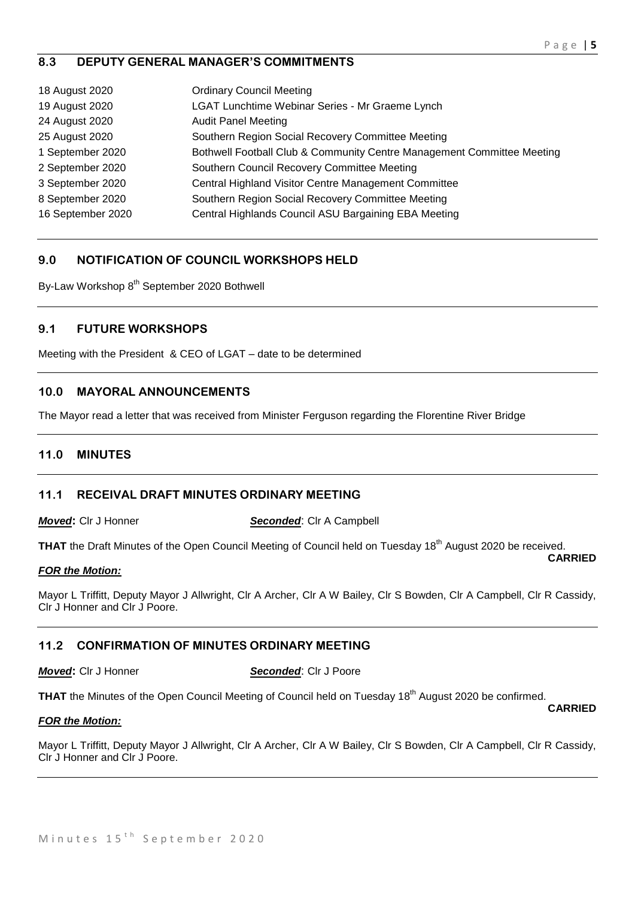## 8.3 DEPUTY GENERAL MANAGER'S COMMITMENTS

| | |
|---|---|
| 18 August 2020 | Ordinary Council Meeting |
| 19 August 2020 | LGAT Lunchtime Webinar Series - Mr Graeme Lynch |
| 24 August 2020 | Audit Panel Meeting |
| 25 August 2020 | Southern Region Social Recovery Committee Meeting |
| 1 September 2020 | Bothwell Football Club & Community Centre Management Committee Meeting |
| 2 September 2020 | Southern Council Recovery Committee Meeting |
| 3 September 2020 | Central Highland Visitor Centre Management Committee |
| 8 September 2020 | Southern Region Social Recovery Committee Meeting |
| 16 September 2020 | Central Highlands Council ASU Bargaining EBA Meeting |

## 9.0 NOTIFICATION OF COUNCIL WORKSHOPS HELD

By-Law Workshop 8th September 2020 Bothwell

## 9.1 FUTURE WORKSHOPS

Meeting with the President & CEO of LGAT – date to be determined

## 10.0 MAYORAL ANNOUNCEMENTS

The Mayor read a letter that was received from Minister Ferguson regarding the Florentine River Bridge

## 11.0 MINUTES

## 11.1 RECEIVAL DRAFT MINUTES ORDINARY MEETING

***Moved*:** Clr J Honner ***Seconded***: Clr A Campbell

**THAT** the Draft Minutes of the Open Council Meeting of Council held on Tuesday 18th August 2020 be received.

**CARRIED**

***FOR the Motion:***

Mayor L Triffitt, Deputy Mayor J Allwright, Clr A Archer, Clr A W Bailey, Clr S Bowden, Clr A Campbell, Clr R Cassidy, Clr J Honner and Clr J Poore.

## 11.2 CONFIRMATION OF MINUTES ORDINARY MEETING

***Moved*:** Clr J Honner ***Seconded***: Clr J Poore

**THAT** the Minutes of the Open Council Meeting of Council held on Tuesday 18th August 2020 be confirmed.

**CARRIED**

***FOR the Motion:***

Mayor L Triffitt, Deputy Mayor J Allwright, Clr A Archer, Clr A W Bailey, Clr S Bowden, Clr A Campbell, Clr R Cassidy, Clr J Honner and Clr J Poore.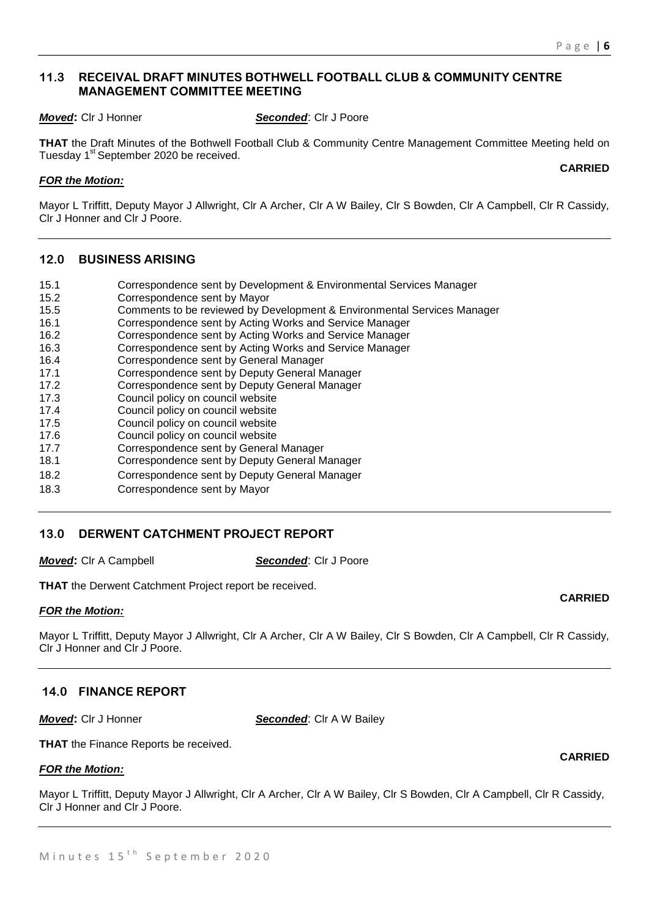## 11.3 RECEIVAL DRAFT MINUTES BOTHWELL FOOTBALL CLUB & COMMUNITY CENTRE MANAGEMENT COMMITTEE MEETING

***Moved*:** Clr J Honner ***Seconded*:** Clr J Poore

**THAT** the Draft Minutes of the Bothwell Football Club & Community Centre Management Committee Meeting held on Tuesday 1st September 2020 be received.

**CARRIED**

***FOR the Motion:***

Mayor L Triffitt, Deputy Mayor J Allwright, Clr A Archer, Clr A W Bailey, Clr S Bowden, Clr A Campbell, Clr R Cassidy, Clr J Honner and Clr J Poore.

---

## 12.0 BUSINESS ARISING

| | |
|---|---|
| 15.1 | Correspondence sent by Development & Environmental Services Manager |
| 15.2 | Correspondence sent by Mayor |
| 15.5 | Comments to be reviewed by Development & Environmental Services Manager |
| 16.1 | Correspondence sent by Acting Works and Service Manager |
| 16.2 | Correspondence sent by Acting Works and Service Manager |
| 16.3 | Correspondence sent by Acting Works and Service Manager |
| 16.4 | Correspondence sent by General Manager |
| 17.1 | Correspondence sent by Deputy General Manager |
| 17.2 | Correspondence sent by Deputy General Manager |
| 17.3 | Council policy on council website |
| 17.4 | Council policy on council website |
| 17.5 | Council policy on council website |
| 17.6 | Council policy on council website |
| 17.7 | Correspondence sent by General Manager |
| 18.1 | Correspondence sent by Deputy General Manager |
| 18.2 | Correspondence sent by Deputy General Manager |
| 18.3 | Correspondence sent by Mayor |

---

## 13.0 DERWENT CATCHMENT PROJECT REPORT

***Moved*:** Clr A Campbell ***Seconded*:** Clr J Poore

**THAT** the Derwent Catchment Project report be received.

**CARRIED**

***FOR the Motion:***

Mayor L Triffitt, Deputy Mayor J Allwright, Clr A Archer, Clr A W Bailey, Clr S Bowden, Clr A Campbell, Clr R Cassidy, Clr J Honner and Clr J Poore.

---

## 14.0 FINANCE REPORT

***Moved*:** Clr J Honner ***Seconded*:** Clr A W Bailey

**THAT** the Finance Reports be received.

**CARRIED**

***FOR the Motion:***

Mayor L Triffitt, Deputy Mayor J Allwright, Clr A Archer, Clr A W Bailey, Clr S Bowden, Clr A Campbell, Clr R Cassidy, Clr J Honner and Clr J Poore.

---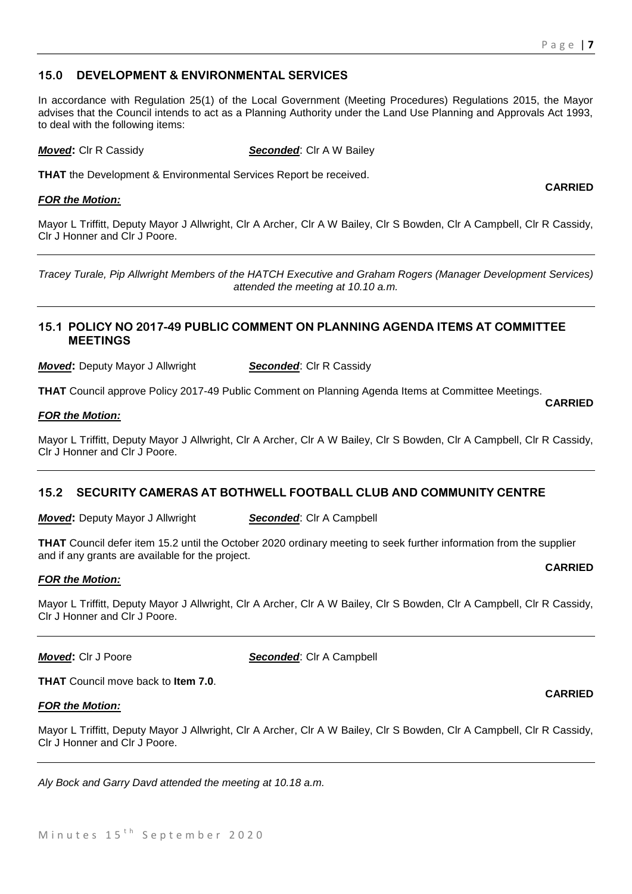## 15.0 DEVELOPMENT & ENVIRONMENTAL SERVICES

In accordance with Regulation 25(1) of the Local Government (Meeting Procedures) Regulations 2015, the Mayor advises that the Council intends to act as a Planning Authority under the Land Use Planning and Approvals Act 1993, to deal with the following items:

***Moved*:** Clr R Cassidy ***Seconded*:** Clr A W Bailey

**THAT** the Development & Environmental Services Report be received.

**CARRIED**

***FOR the Motion:***

Mayor L Triffitt, Deputy Mayor J Allwright, Clr A Archer, Clr A W Bailey, Clr S Bowden, Clr A Campbell, Clr R Cassidy, Clr J Honner and Clr J Poore.

---

*Tracey Turale, Pip Allwright Members of the HATCH Executive and Graham Rogers (Manager Development Services) attended the meeting at 10.10 a.m.*

---

## 15.1 POLICY NO 2017-49 PUBLIC COMMENT ON PLANNING AGENDA ITEMS AT COMMITTEE MEETINGS

***Moved*:** Deputy Mayor J Allwright ***Seconded*:** Clr R Cassidy

**THAT** Council approve Policy 2017-49 Public Comment on Planning Agenda Items at Committee Meetings.

**CARRIED**

***FOR the Motion:***

Mayor L Triffitt, Deputy Mayor J Allwright, Clr A Archer, Clr A W Bailey, Clr S Bowden, Clr A Campbell, Clr R Cassidy, Clr J Honner and Clr J Poore.

---

## 15.2 SECURITY CAMERAS AT BOTHWELL FOOTBALL CLUB AND COMMUNITY CENTRE

***Moved*:** Deputy Mayor J Allwright ***Seconded*:** Clr A Campbell

**THAT** Council defer item 15.2 until the October 2020 ordinary meeting to seek further information from the supplier and if any grants are available for the project.

**CARRIED**

***FOR the Motion:***

Mayor L Triffitt, Deputy Mayor J Allwright, Clr A Archer, Clr A W Bailey, Clr S Bowden, Clr A Campbell, Clr R Cassidy, Clr J Honner and Clr J Poore.

---

***Moved*:** Clr J Poore ***Seconded*:** Clr A Campbell

**THAT** Council move back to **Item 7.0**.

**CARRIED**

***FOR the Motion:***

Mayor L Triffitt, Deputy Mayor J Allwright, Clr A Archer, Clr A W Bailey, Clr S Bowden, Clr A Campbell, Clr R Cassidy, Clr J Honner and Clr J Poore.

---

*Aly Bock and Garry Davd attended the meeting at 10.18 a.m.*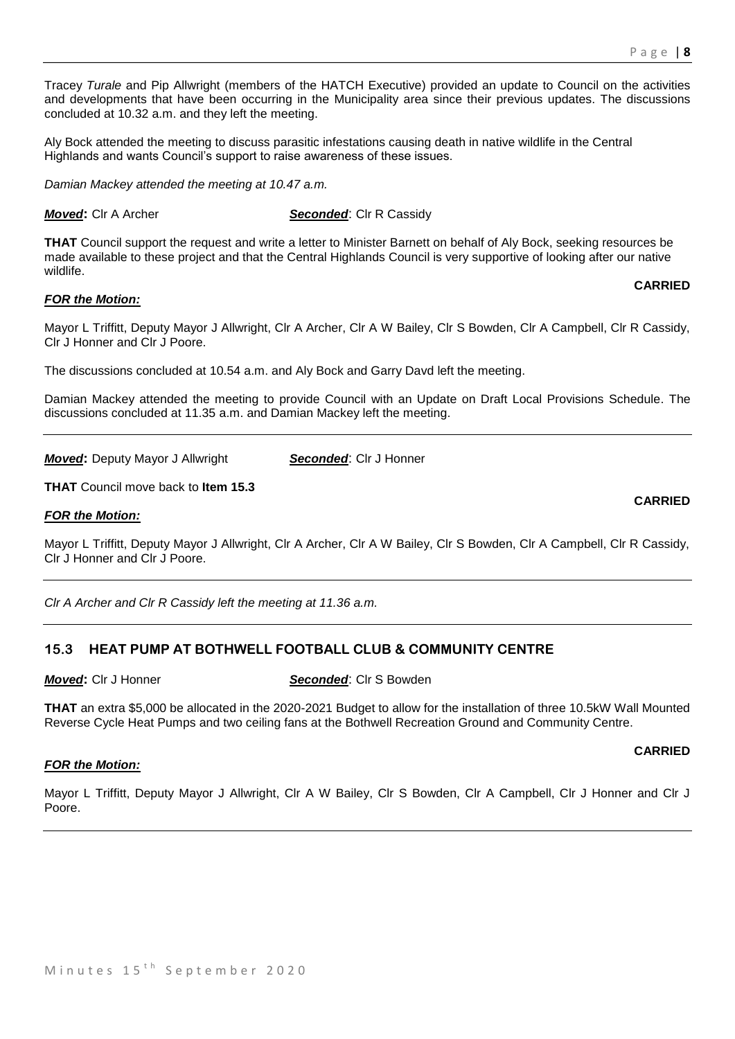Tracey *Turale* and Pip Allwright (members of the HATCH Executive) provided an update to Council on the activities and developments that have been occurring in the Municipality area since their previous updates. The discussions concluded at 10.32 a.m. and they left the meeting.

Aly Bock attended the meeting to discuss parasitic infestations causing death in native wildlife in the Central Highlands and wants Council's support to raise awareness of these issues.

*Damian Mackey attended the meeting at 10.47 a.m.*

***Moved*:** Clr A Archer ***Seconded***: Clr R Cassidy

**THAT** Council support the request and write a letter to Minister Barnett on behalf of Aly Bock, seeking resources be made available to these project and that the Central Highlands Council is very supportive of looking after our native wildlife.

**CARRIED**

***FOR the Motion:***

Mayor L Triffitt, Deputy Mayor J Allwright, Clr A Archer, Clr A W Bailey, Clr S Bowden, Clr A Campbell, Clr R Cassidy, Clr J Honner and Clr J Poore.

The discussions concluded at 10.54 a.m. and Aly Bock and Garry Davd left the meeting.

Damian Mackey attended the meeting to provide Council with an Update on Draft Local Provisions Schedule. The discussions concluded at 11.35 a.m. and Damian Mackey left the meeting.

---

***Moved*:** Deputy Mayor J Allwright ***Seconded***: Clr J Honner

**THAT** Council move back to **Item 15.3**

**CARRIED**

***FOR the Motion:***

Mayor L Triffitt, Deputy Mayor J Allwright, Clr A Archer, Clr A W Bailey, Clr S Bowden, Clr A Campbell, Clr R Cassidy, Clr J Honner and Clr J Poore.

---

*Clr A Archer and Clr R Cassidy left the meeting at 11.36 a.m.*

---

## 15.3 HEAT PUMP AT BOTHWELL FOOTBALL CLUB & COMMUNITY CENTRE

***Moved*:** Clr J Honner ***Seconded***: Clr S Bowden

**THAT** an extra $5,000 be allocated in the 2020-2021 Budget to allow for the installation of three 10.5kW Wall Mounted Reverse Cycle Heat Pumps and two ceiling fans at the Bothwell Recreation Ground and Community Centre.

**CARRIED**

***FOR the Motion:***

Mayor L Triffitt, Deputy Mayor J Allwright, Clr A W Bailey, Clr S Bowden, Clr A Campbell, Clr J Honner and Clr J Poore.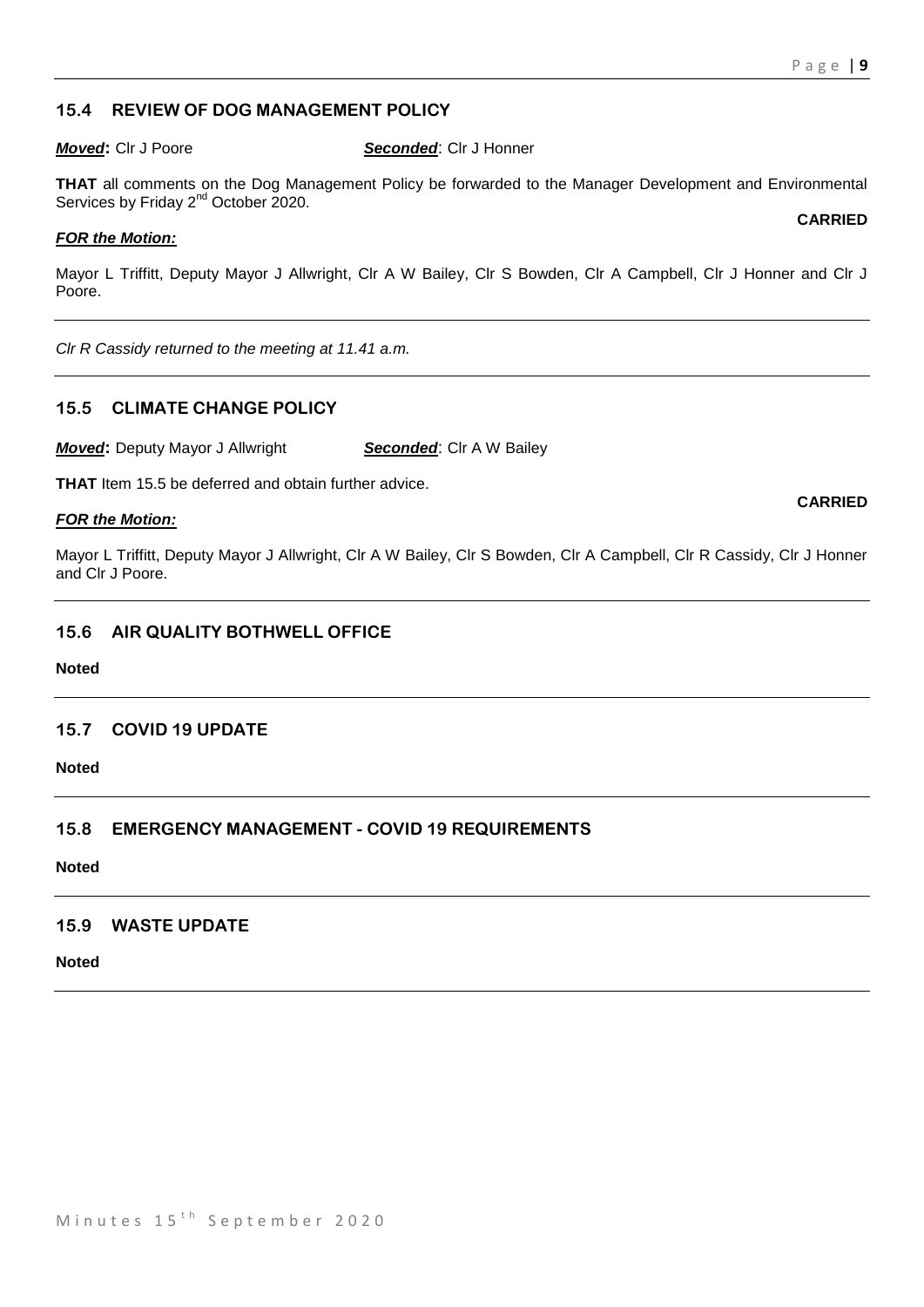## 15.4 REVIEW OF DOG MANAGEMENT POLICY

***Moved*:** Clr J Poore ***Seconded***: Clr J Honner

**THAT** all comments on the Dog Management Policy be forwarded to the Manager Development and Environmental Services by Friday 2nd October 2020.

**CARRIED**

***FOR the Motion:***

Mayor L Triffitt, Deputy Mayor J Allwright, Clr A W Bailey, Clr S Bowden, Clr A Campbell, Clr J Honner and Clr J Poore.

---

*Clr R Cassidy returned to the meeting at 11.41 a.m.*

---

## 15.5 CLIMATE CHANGE POLICY

***Moved*:** Deputy Mayor J Allwright ***Seconded***: Clr A W Bailey

**THAT** Item 15.5 be deferred and obtain further advice.

**CARRIED**

***FOR the Motion:***

Mayor L Triffitt, Deputy Mayor J Allwright, Clr A W Bailey, Clr S Bowden, Clr A Campbell, Clr R Cassidy, Clr J Honner and Clr J Poore.

---

## 15.6 AIR QUALITY BOTHWELL OFFICE

**Noted**

---

## 15.7 COVID 19 UPDATE

**Noted**

---

## 15.8 EMERGENCY MANAGEMENT - COVID 19 REQUIREMENTS

**Noted**

---

## 15.9 WASTE UPDATE

**Noted**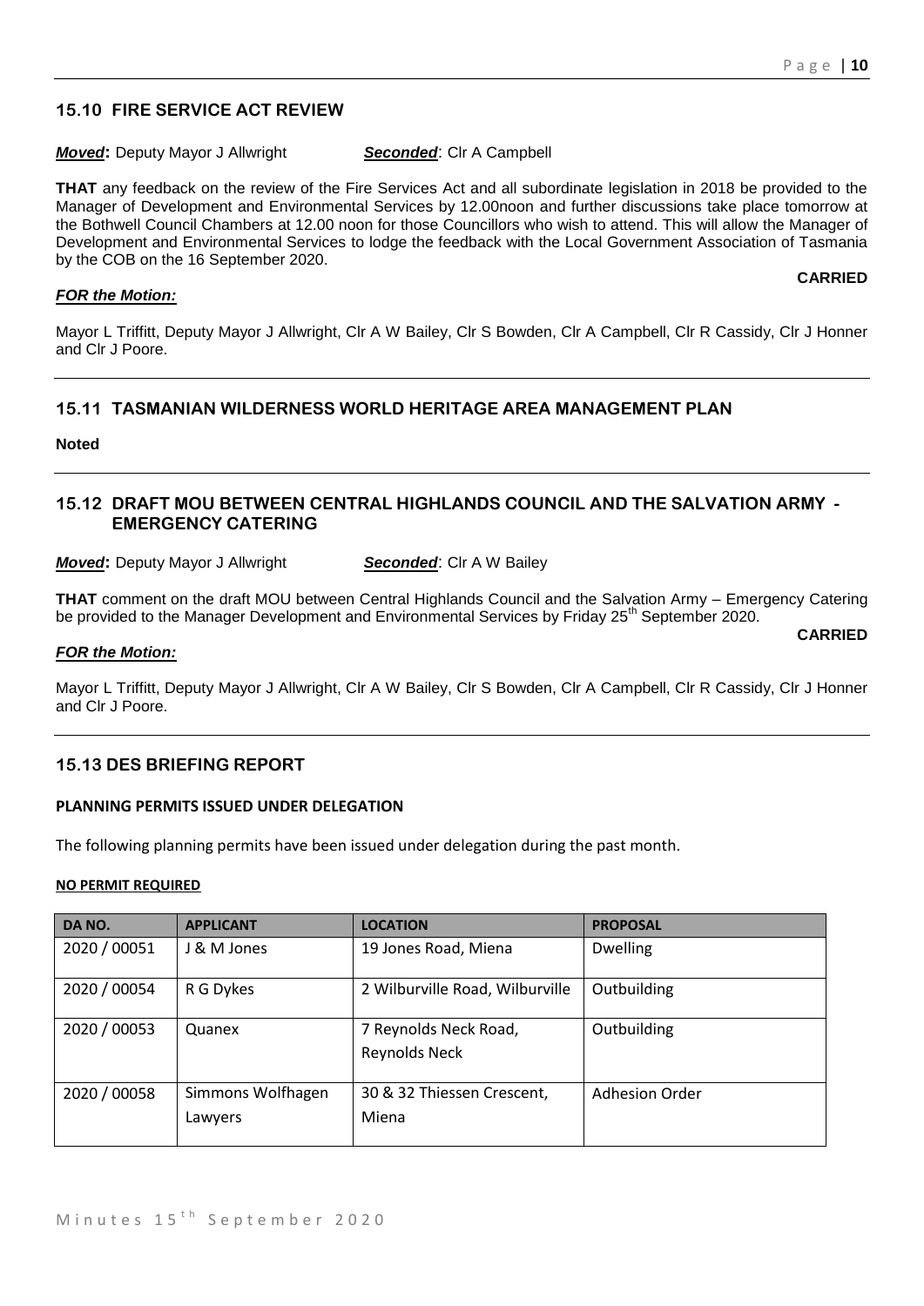## 15.10 FIRE SERVICE ACT REVIEW

***Moved*:** Deputy Mayor J Allwright ***Seconded***: Clr A Campbell

**THAT** any feedback on the review of the Fire Services Act and all subordinate legislation in 2018 be provided to the Manager of Development and Environmental Services by 12.00noon and further discussions take place tomorrow at the Bothwell Council Chambers at 12.00 noon for those Councillors who wish to attend. This will allow the Manager of Development and Environmental Services to lodge the feedback with the Local Government Association of Tasmania by the COB on the 16 September 2020.

**CARRIED**

***FOR the Motion:***

Mayor L Triffitt, Deputy Mayor J Allwright, Clr A W Bailey, Clr S Bowden, Clr A Campbell, Clr R Cassidy, Clr J Honner and Clr J Poore.

## 15.11 TASMANIAN WILDERNESS WORLD HERITAGE AREA MANAGEMENT PLAN

**Noted**

## 15.12 DRAFT MOU BETWEEN CENTRAL HIGHLANDS COUNCIL AND THE SALVATION ARMY - EMERGENCY CATERING

***Moved*:** Deputy Mayor J Allwright ***Seconded***: Clr A W Bailey

**THAT** comment on the draft MOU between Central Highlands Council and the Salvation Army – Emergency Catering be provided to the Manager Development and Environmental Services by Friday 25th September 2020.

**CARRIED**

***FOR the Motion:***

Mayor L Triffitt, Deputy Mayor J Allwright, Clr A W Bailey, Clr S Bowden, Clr A Campbell, Clr R Cassidy, Clr J Honner and Clr J Poore.

## 15.13 DES BRIEFING REPORT

**PLANNING PERMITS ISSUED UNDER DELEGATION**

The following planning permits have been issued under delegation during the past month.

**NO PERMIT REQUIRED**

| DA NO. | APPLICANT | LOCATION | PROPOSAL |
|---|---|---|---|
| 2020 / 00051 | J & M Jones | 19 Jones Road, Miena | Dwelling |
| 2020 / 00054 | R G Dykes | 2 Wilburville Road, Wilburville | Outbuilding |
| 2020 / 00053 | Quanex | 7 Reynolds Neck Road, Reynolds Neck | Outbuilding |
| 2020 / 00058 | Simmons Wolfhagen Lawyers | 30 & 32 Thiessen Crescent, Miena | Adhesion Order |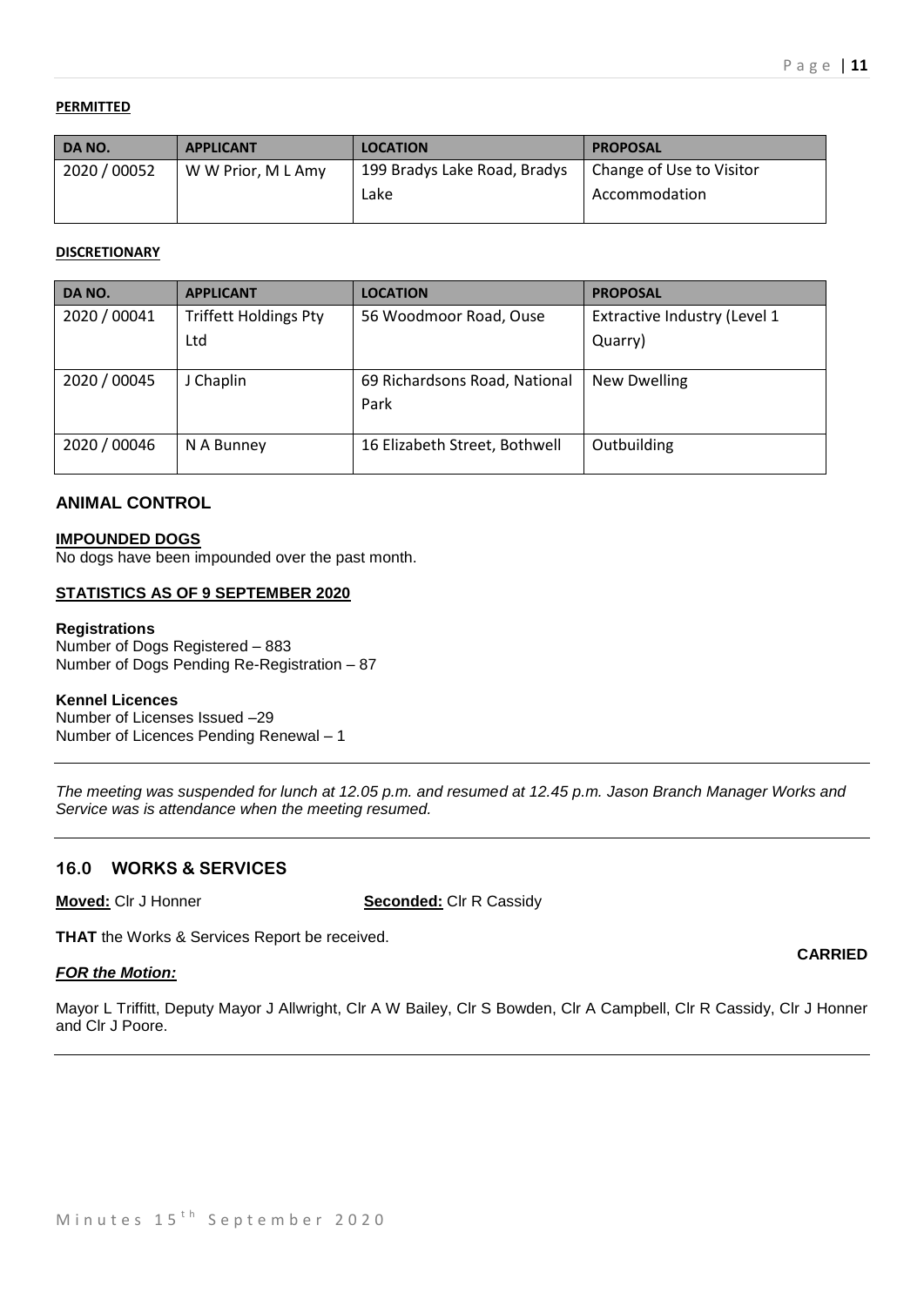**PERMITTED**

| DA NO. | APPLICANT | LOCATION | PROPOSAL |
|---|---|---|---|
| 2020 / 00052 | W W Prior, M L Amy | 199 Bradys Lake Road, Bradys Lake | Change of Use to Visitor Accommodation |

**DISCRETIONARY**

| DA NO. | APPLICANT | LOCATION | PROPOSAL |
|---|---|---|---|
| 2020 / 00041 | Triffett Holdings Pty Ltd | 56 Woodmoor Road, Ouse | Extractive Industry (Level 1 Quarry) |
| 2020 / 00045 | J Chaplin | 69 Richardsons Road, National Park | New Dwelling |
| 2020 / 00046 | N A Bunney | 16 Elizabeth Street, Bothwell | Outbuilding |

## ANIMAL CONTROL

**IMPOUNDED DOGS**

No dogs have been impounded over the past month.

**STATISTICS AS OF 9 SEPTEMBER 2020**

**Registrations**

Number of Dogs Registered – 883
Number of Dogs Pending Re-Registration – 87

**Kennel Licences**

Number of Licenses Issued –29
Number of Licences Pending Renewal – 1

---

*The meeting was suspended for lunch at 12.05 p.m. and resumed at 12.45 p.m. Jason Branch Manager Works and Service was is attendance when the meeting resumed.*

---

## 16.0 WORKS & SERVICES

**Moved:** Clr J Honner **Seconded:** Clr R Cassidy

**THAT** the Works & Services Report be received.

**CARRIED**

***FOR the Motion:***

Mayor L Triffitt, Deputy Mayor J Allwright, Clr A W Bailey, Clr S Bowden, Clr A Campbell, Clr R Cassidy, Clr J Honner and Clr J Poore.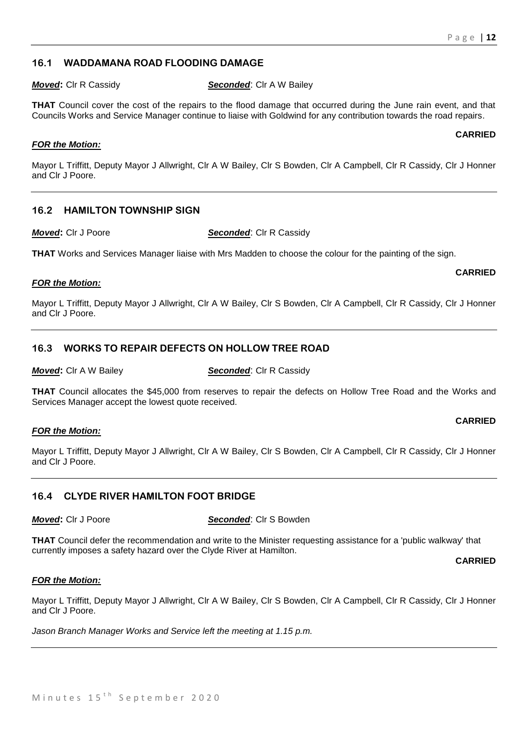## 16.1 WADDAMANA ROAD FLOODING DAMAGE

***Moved*:** Clr R Cassidy ***Seconded*:** Clr A W Bailey

**THAT** Council cover the cost of the repairs to the flood damage that occurred during the June rain event, and that Councils Works and Service Manager continue to liaise with Goldwind for any contribution towards the road repairs.

**CARRIED**

***FOR the Motion:***

Mayor L Triffitt, Deputy Mayor J Allwright, Clr A W Bailey, Clr S Bowden, Clr A Campbell, Clr R Cassidy, Clr J Honner and Clr J Poore.

---

## 16.2 HAMILTON TOWNSHIP SIGN

***Moved*:** Clr J Poore ***Seconded*:** Clr R Cassidy

**THAT** Works and Services Manager liaise with Mrs Madden to choose the colour for the painting of the sign.

**CARRIED**

***FOR the Motion:***

Mayor L Triffitt, Deputy Mayor J Allwright, Clr A W Bailey, Clr S Bowden, Clr A Campbell, Clr R Cassidy, Clr J Honner and Clr J Poore.

---

## 16.3 WORKS TO REPAIR DEFECTS ON HOLLOW TREE ROAD

***Moved*:** Clr A W Bailey ***Seconded*:** Clr R Cassidy

**THAT** Council allocates the $45,000 from reserves to repair the defects on Hollow Tree Road and the Works and Services Manager accept the lowest quote received.

**CARRIED**

***FOR the Motion:***

Mayor L Triffitt, Deputy Mayor J Allwright, Clr A W Bailey, Clr S Bowden, Clr A Campbell, Clr R Cassidy, Clr J Honner and Clr J Poore.

---

## 16.4 CLYDE RIVER HAMILTON FOOT BRIDGE

***Moved*:** Clr J Poore ***Seconded*:** Clr S Bowden

**THAT** Council defer the recommendation and write to the Minister requesting assistance for a 'public walkway' that currently imposes a safety hazard over the Clyde River at Hamilton.

**CARRIED**

***FOR the Motion:***

Mayor L Triffitt, Deputy Mayor J Allwright, Clr A W Bailey, Clr S Bowden, Clr A Campbell, Clr R Cassidy, Clr J Honner and Clr J Poore.

*Jason Branch Manager Works and Service left the meeting at 1.15 p.m.*

---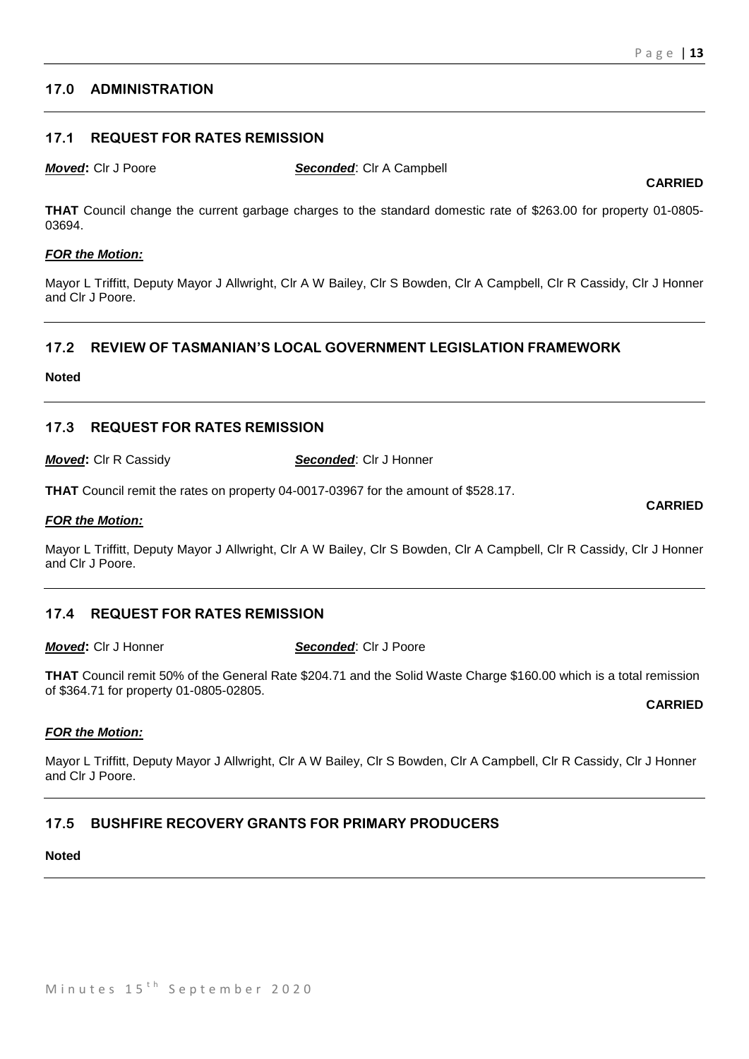## 17.0 ADMINISTRATION

### 17.1 REQUEST FOR RATES REMISSION

***Moved*:** Clr J Poore ***Seconded***: Clr A Campbell

**CARRIED**

**THAT** Council change the current garbage charges to the standard domestic rate of $263.00 for property 01-0805-03694.

***FOR the Motion:***

Mayor L Triffitt, Deputy Mayor J Allwright, Clr A W Bailey, Clr S Bowden, Clr A Campbell, Clr R Cassidy, Clr J Honner and Clr J Poore.

### 17.2 REVIEW OF TASMANIAN'S LOCAL GOVERNMENT LEGISLATION FRAMEWORK

**Noted**

### 17.3 REQUEST FOR RATES REMISSION

***Moved*:** Clr R Cassidy ***Seconded***: Clr J Honner

**THAT** Council remit the rates on property 04-0017-03967 for the amount of $528.17.

**CARRIED**

***FOR the Motion:***

Mayor L Triffitt, Deputy Mayor J Allwright, Clr A W Bailey, Clr S Bowden, Clr A Campbell, Clr R Cassidy, Clr J Honner and Clr J Poore.

### 17.4 REQUEST FOR RATES REMISSION

***Moved*:** Clr J Honner ***Seconded***: Clr J Poore

**THAT** Council remit 50% of the General Rate $204.71 and the Solid Waste Charge $160.00 which is a total remission of $364.71 for property 01-0805-02805.

**CARRIED**

***FOR the Motion:***

Mayor L Triffitt, Deputy Mayor J Allwright, Clr A W Bailey, Clr S Bowden, Clr A Campbell, Clr R Cassidy, Clr J Honner and Clr J Poore.

### 17.5 BUSHFIRE RECOVERY GRANTS FOR PRIMARY PRODUCERS

**Noted**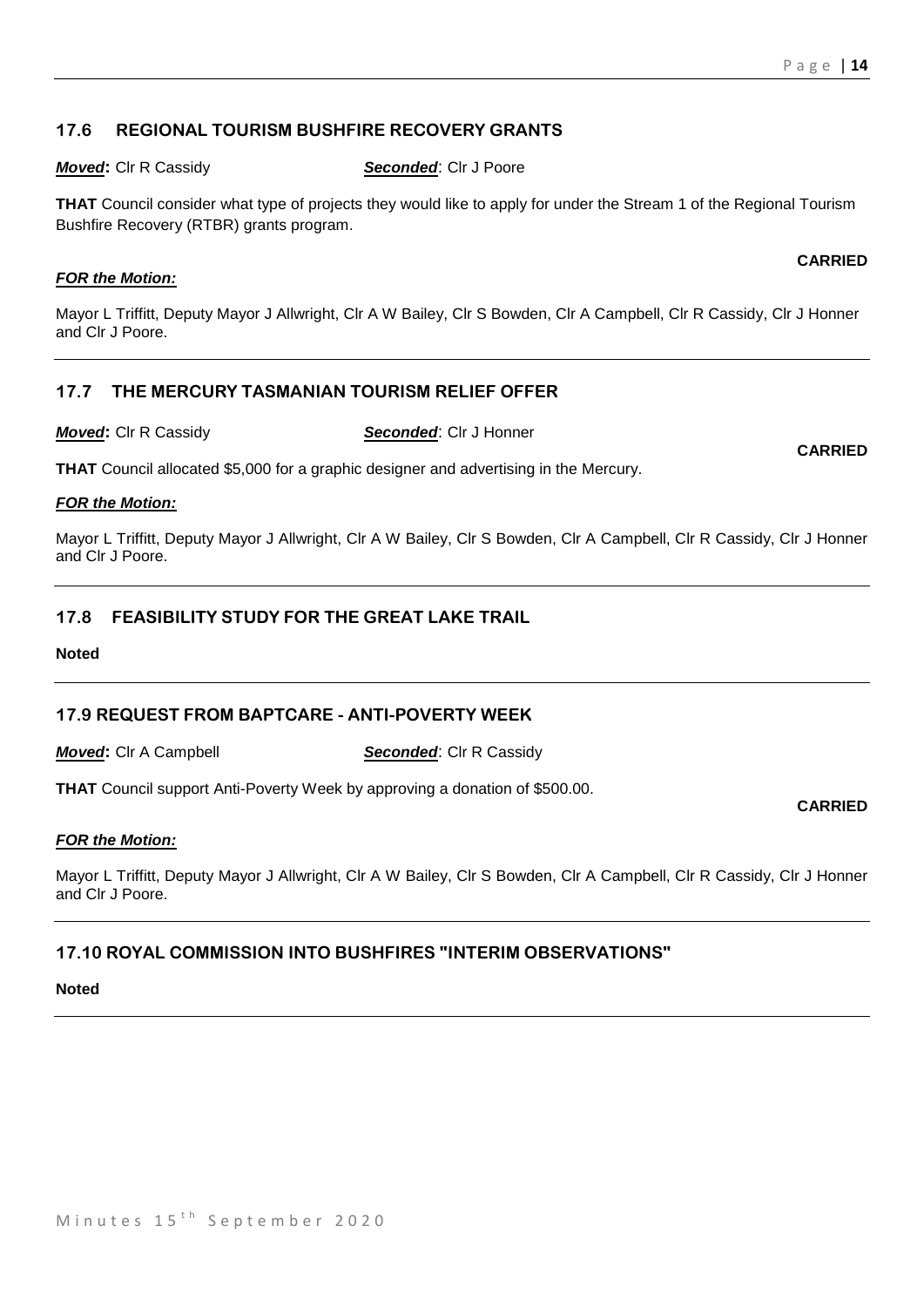## 17.6 REGIONAL TOURISM BUSHFIRE RECOVERY GRANTS

***Moved*:** Clr R Cassidy ***Seconded***: Clr J Poore

**THAT** Council consider what type of projects they would like to apply for under the Stream 1 of the Regional Tourism Bushfire Recovery (RTBR) grants program.

**CARRIED**

***FOR the Motion:***

Mayor L Triffitt, Deputy Mayor J Allwright, Clr A W Bailey, Clr S Bowden, Clr A Campbell, Clr R Cassidy, Clr J Honner and Clr J Poore.

---

## 17.7 THE MERCURY TASMANIAN TOURISM RELIEF OFFER

***Moved*:** Clr R Cassidy ***Seconded***: Clr J Honner

**CARRIED**

**THAT** Council allocated $5,000 for a graphic designer and advertising in the Mercury.

***FOR the Motion:***

Mayor L Triffitt, Deputy Mayor J Allwright, Clr A W Bailey, Clr S Bowden, Clr A Campbell, Clr R Cassidy, Clr J Honner and Clr J Poore.

---

## 17.8 FEASIBILITY STUDY FOR THE GREAT LAKE TRAIL

**Noted**

---

## 17.9 REQUEST FROM BAPTCARE - ANTI-POVERTY WEEK

***Moved*:** Clr A Campbell ***Seconded***: Clr R Cassidy

**THAT** Council support Anti-Poverty Week by approving a donation of $500.00.

**CARRIED**

***FOR the Motion:***

Mayor L Triffitt, Deputy Mayor J Allwright, Clr A W Bailey, Clr S Bowden, Clr A Campbell, Clr R Cassidy, Clr J Honner and Clr J Poore.

---

## 17.10 ROYAL COMMISSION INTO BUSHFIRES "INTERIM OBSERVATIONS"

**Noted**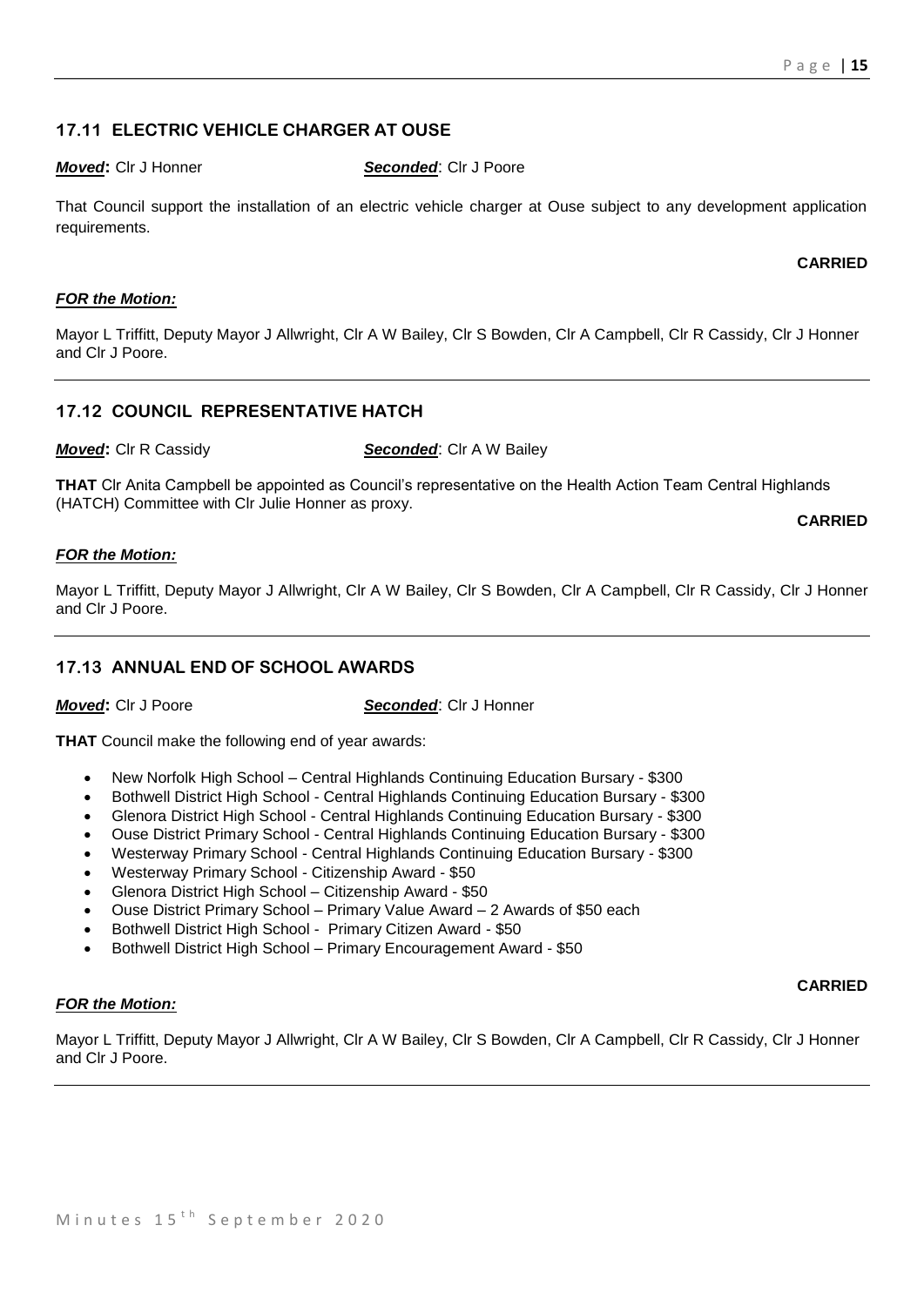## 17.11 ELECTRIC VEHICLE CHARGER AT OUSE

***Moved*:** Clr J Honner ***Seconded***: Clr J Poore

That Council support the installation of an electric vehicle charger at Ouse subject to any development application requirements.

**CARRIED**

***FOR the Motion:***

Mayor L Triffitt, Deputy Mayor J Allwright, Clr A W Bailey, Clr S Bowden, Clr A Campbell, Clr R Cassidy, Clr J Honner and Clr J Poore.

---

## 17.12 COUNCIL REPRESENTATIVE HATCH

***Moved*:** Clr R Cassidy ***Seconded***: Clr A W Bailey

**THAT** Clr Anita Campbell be appointed as Council's representative on the Health Action Team Central Highlands (HATCH) Committee with Clr Julie Honner as proxy.

**CARRIED**

***FOR the Motion:***

Mayor L Triffitt, Deputy Mayor J Allwright, Clr A W Bailey, Clr S Bowden, Clr A Campbell, Clr R Cassidy, Clr J Honner and Clr J Poore.

---

## 17.13 ANNUAL END OF SCHOOL AWARDS

***Moved*:** Clr J Poore ***Seconded***: Clr J Honner

**THAT** Council make the following end of year awards:

- New Norfolk High School – Central Highlands Continuing Education Bursary - $300
- Bothwell District High School - Central Highlands Continuing Education Bursary - $300
- Glenora District High School - Central Highlands Continuing Education Bursary - $300
- Ouse District Primary School - Central Highlands Continuing Education Bursary - $300
- Westerway Primary School - Central Highlands Continuing Education Bursary - $300
- Westerway Primary School - Citizenship Award - $50
- Glenora District High School – Citizenship Award - $50
- Ouse District Primary School – Primary Value Award – 2 Awards of $50 each
- Bothwell District High School - Primary Citizen Award - $50
- Bothwell District High School – Primary Encouragement Award - $50

**CARRIED**

***FOR the Motion:***

Mayor L Triffitt, Deputy Mayor J Allwright, Clr A W Bailey, Clr S Bowden, Clr A Campbell, Clr R Cassidy, Clr J Honner and Clr J Poore.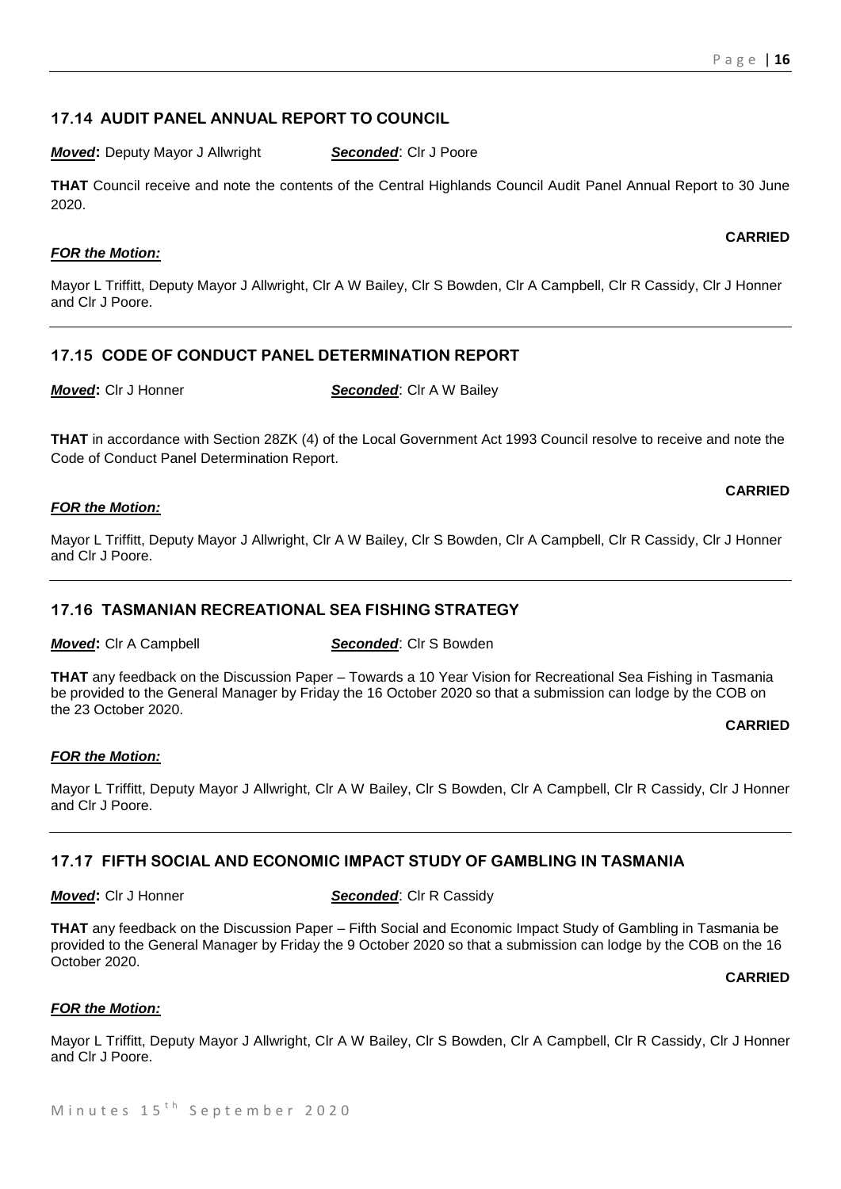## 17.14 AUDIT PANEL ANNUAL REPORT TO COUNCIL

***Moved*:** Deputy Mayor J Allwright ***Seconded*:** Clr J Poore

**THAT** Council receive and note the contents of the Central Highlands Council Audit Panel Annual Report to 30 June 2020.

**CARRIED**

***FOR the Motion:***

Mayor L Triffitt, Deputy Mayor J Allwright, Clr A W Bailey, Clr S Bowden, Clr A Campbell, Clr R Cassidy, Clr J Honner and Clr J Poore.

---

## 17.15 CODE OF CONDUCT PANEL DETERMINATION REPORT

***Moved*:** Clr J Honner ***Seconded*:** Clr A W Bailey

**THAT** in accordance with Section 28ZK (4) of the Local Government Act 1993 Council resolve to receive and note the Code of Conduct Panel Determination Report.

**CARRIED**

***FOR the Motion:***

Mayor L Triffitt, Deputy Mayor J Allwright, Clr A W Bailey, Clr S Bowden, Clr A Campbell, Clr R Cassidy, Clr J Honner and Clr J Poore.

---

## 17.16 TASMANIAN RECREATIONAL SEA FISHING STRATEGY

***Moved*:** Clr A Campbell ***Seconded*:** Clr S Bowden

**THAT** any feedback on the Discussion Paper – Towards a 10 Year Vision for Recreational Sea Fishing in Tasmania be provided to the General Manager by Friday the 16 October 2020 so that a submission can lodge by the COB on the 23 October 2020.

**CARRIED**

***FOR the Motion:***

Mayor L Triffitt, Deputy Mayor J Allwright, Clr A W Bailey, Clr S Bowden, Clr A Campbell, Clr R Cassidy, Clr J Honner and Clr J Poore.

---

## 17.17 FIFTH SOCIAL AND ECONOMIC IMPACT STUDY OF GAMBLING IN TASMANIA

***Moved*:** Clr J Honner ***Seconded*:** Clr R Cassidy

**THAT** any feedback on the Discussion Paper – Fifth Social and Economic Impact Study of Gambling in Tasmania be provided to the General Manager by Friday the 9 October 2020 so that a submission can lodge by the COB on the 16 October 2020.

**CARRIED**

***FOR the Motion:***

Mayor L Triffitt, Deputy Mayor J Allwright, Clr A W Bailey, Clr S Bowden, Clr A Campbell, Clr R Cassidy, Clr J Honner and Clr J Poore.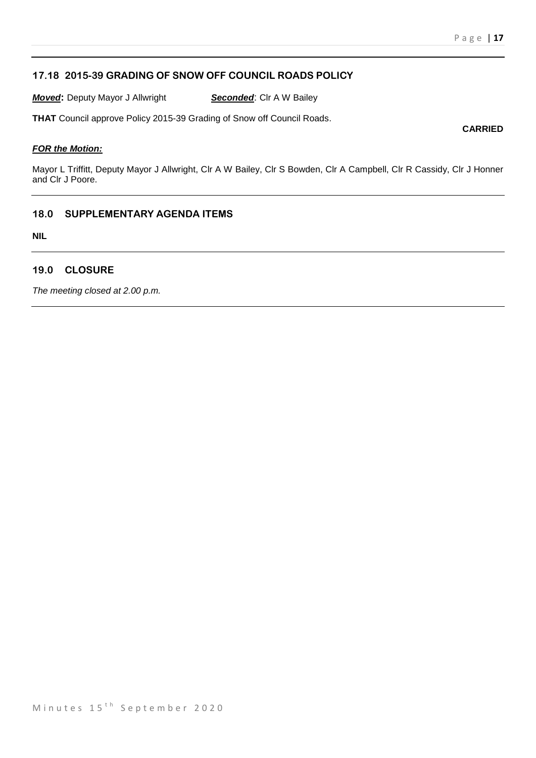## 17.18 2015-39 GRADING OF SNOW OFF COUNCIL ROADS POLICY

***Moved***: Deputy Mayor J Allwright ***Seconded***: Clr A W Bailey

**THAT** Council approve Policy 2015-39 Grading of Snow off Council Roads.

**CARRIED**

***FOR the Motion:***

Mayor L Triffitt, Deputy Mayor J Allwright, Clr A W Bailey, Clr S Bowden, Clr A Campbell, Clr R Cassidy, Clr J Honner and Clr J Poore.

## 18.0 SUPPLEMENTARY AGENDA ITEMS

**NIL**

## 19.0 CLOSURE

*The meeting closed at 2.00 p.m.*